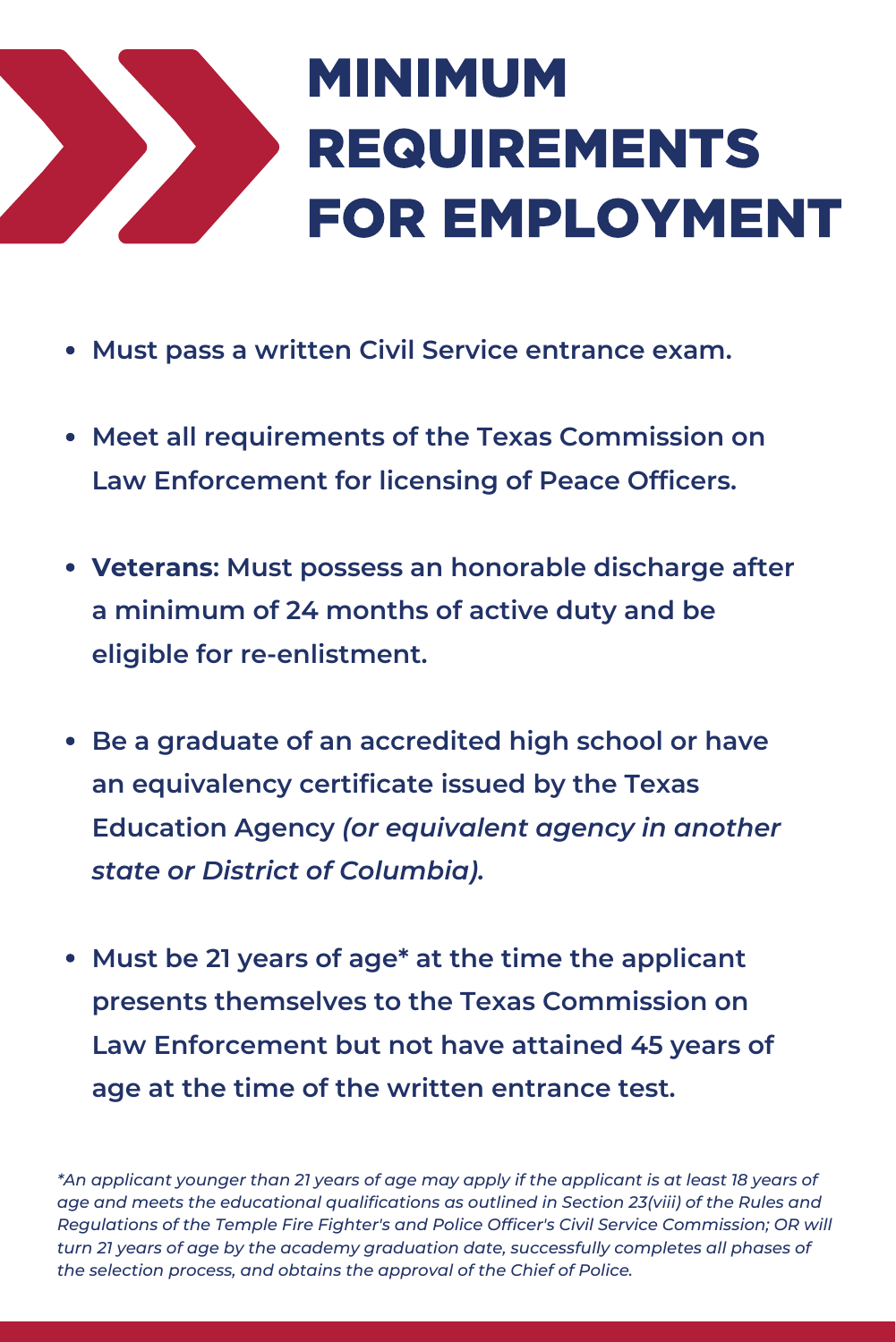# MINIMUM REQUIREMENTS FOR EMPLOYMENT

- **Must pass a written Civil Service entrance exam.**
- **Meet all requirements of the Texas Commission on Law Enforcement for licensing of Peace Officers.**
- **Veterans: Must possess an honorable discharge after a minimum of 24 months of active duty and be eligible for re-enlistment.**
- **Be a graduate of an accredited high school or have an equivalency certificate issued by the Texas Education Agency *(or equivalent agency in another state or District of Columbia).***
- **Must be 21 years of age* at the time the applicant presents themselves to the Texas Commission on Law Enforcement but not have attained 45 years of age at the time of the written entrance test.**

*\*An applicant younger than 21 years of age may apply if the applicant is at least 18 years of age and meets the educational qualifications as outlined in Section 23(viii) of the Rules and Regulations of the Temple Fire Fighter's and Police Officer's Civil Service Commission; OR will turn 21 years of age by the academy graduation date, successfully completes all phases of the selection process, and obtains the approval of the Chief of Police.*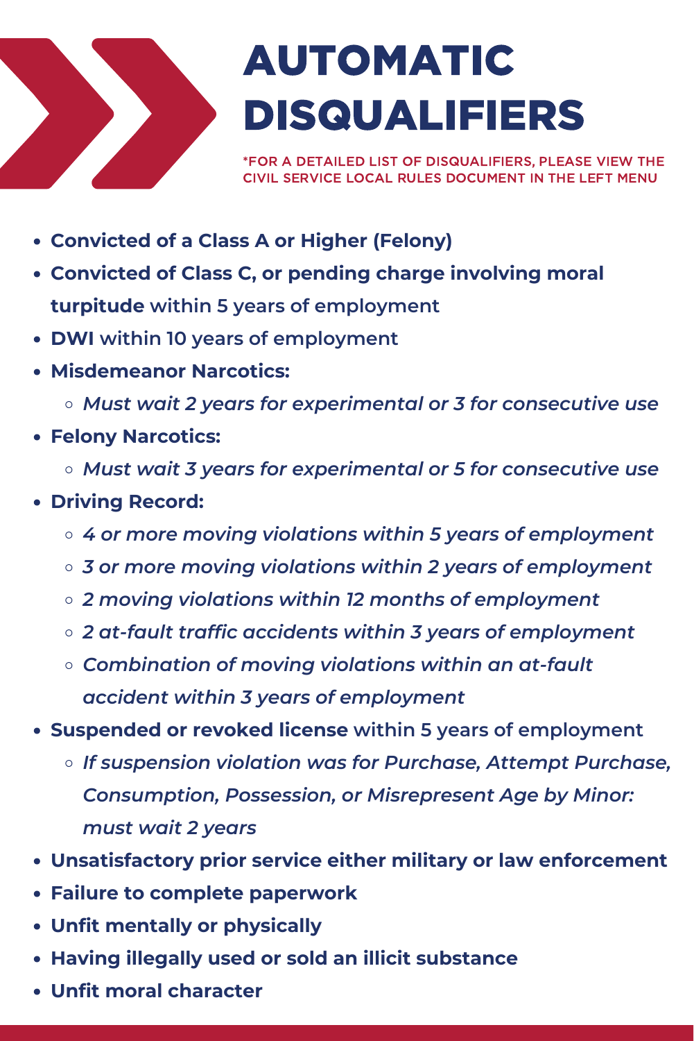# AUTOMATIC DISQUALIFIERS

*FOR A DETAILED LIST OF DISQUALIFIERS, PLEASE VIEW THE CIVIL SERVICE LOCAL RULES DOCUMENT IN THE LEFT MENU

- **Convicted of a Class A or Higher (Felony)**
- **Convicted of Class C, or pending charge involving moral turpitude** within 5 years of employment
- **DWI** within 10 years of employment
- **Misdemeanor Narcotics:**
  - *Must wait 2 years for experimental or 3 for consecutive use*
- **Felony Narcotics:**
  - *Must wait 3 years for experimental or 5 for consecutive use*
- **Driving Record:**
  - *4 or more moving violations within 5 years of employment*
  - *3 or more moving violations within 2 years of employment*
  - *2 moving violations within 12 months of employment*
  - *2 at-fault traffic accidents within 3 years of employment*
  - *Combination of moving violations within an at-fault accident within 3 years of employment*
- **Suspended or revoked license** within 5 years of employment
  - *If suspension violation was for Purchase, Attempt Purchase, Consumption, Possession, or Misrepresent Age by Minor: must wait 2 years*
- **Unsatisfactory prior service either military or law enforcement**
- **Failure to complete paperwork**
- **Unfit mentally or physically**
- **Having illegally used or sold an illicit substance**
- **Unfit moral character**